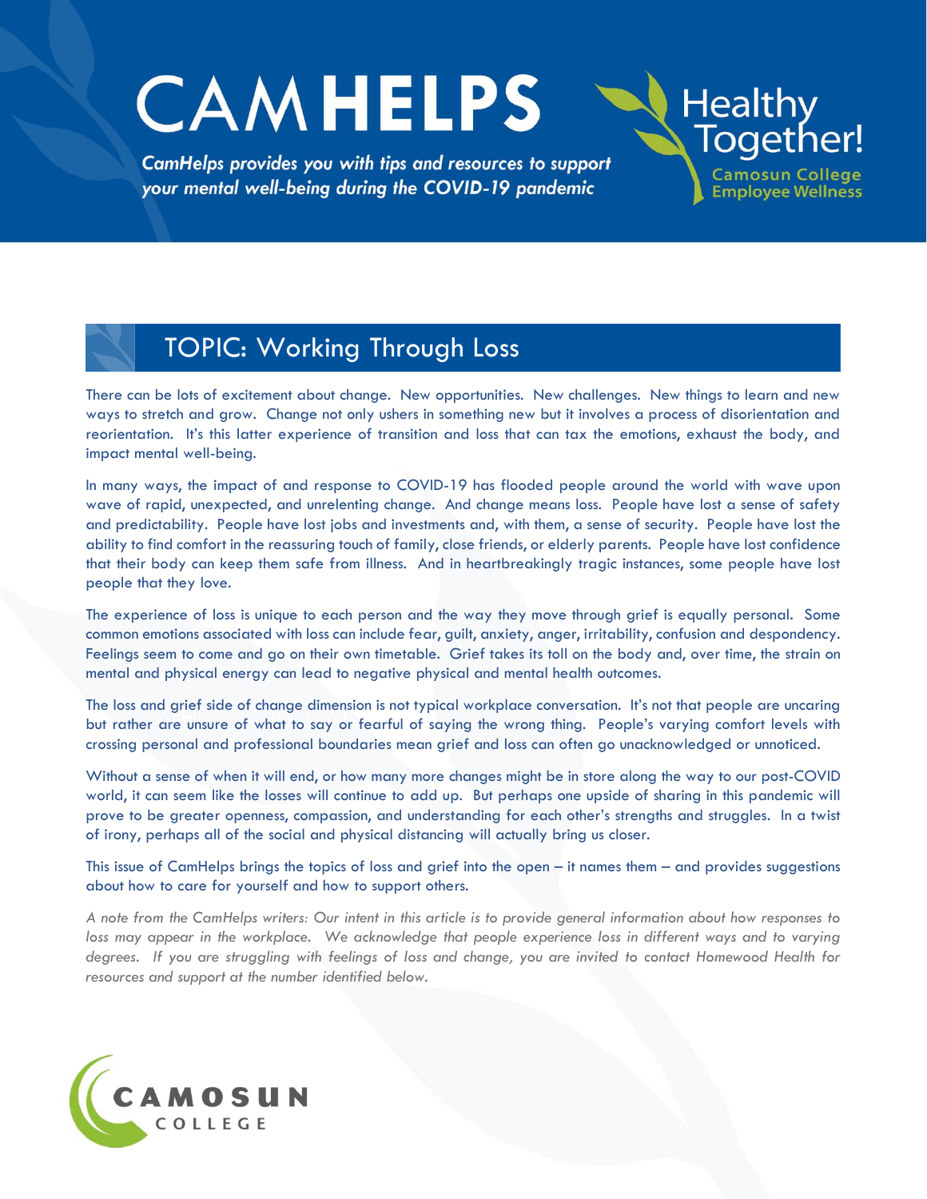# CAMHELPS

*CamHelps provides you with tips and resources to support your mental well-being during the COVID-19 pandemic*

Healthy Together!
Camosun College Employee Wellness

## TOPIC: Working Through Loss

There can be lots of excitement about change. New opportunities. New challenges. New things to learn and new ways to stretch and grow. Change not only ushers in something new but it involves a process of disorientation and reorientation. It's this latter experience of transition and loss that can tax the emotions, exhaust the body, and impact mental well-being.

In many ways, the impact of and response to COVID-19 has flooded people around the world with wave upon wave of rapid, unexpected, and unrelenting change. And change means loss. People have lost a sense of safety and predictability. People have lost jobs and investments and, with them, a sense of security. People have lost the ability to find comfort in the reassuring touch of family, close friends, or elderly parents. People have lost confidence that their body can keep them safe from illness. And in heartbreakingly tragic instances, some people have lost people that they love.

The experience of loss is unique to each person and the way they move through grief is equally personal. Some common emotions associated with loss can include fear, guilt, anxiety, anger, irritability, confusion and despondency. Feelings seem to come and go on their own timetable. Grief takes its toll on the body and, over time, the strain on mental and physical energy can lead to negative physical and mental health outcomes.

The loss and grief side of change dimension is not typical workplace conversation. It's not that people are uncaring but rather are unsure of what to say or fearful of saying the wrong thing. People's varying comfort levels with crossing personal and professional boundaries mean grief and loss can often go unacknowledged or unnoticed.

Without a sense of when it will end, or how many more changes might be in store along the way to our post-COVID world, it can seem like the losses will continue to add up. But perhaps one upside of sharing in this pandemic will prove to be greater openness, compassion, and understanding for each other's strengths and struggles. In a twist of irony, perhaps all of the social and physical distancing will actually bring us closer.

This issue of CamHelps brings the topics of loss and grief into the open – it names them – and provides suggestions about how to care for yourself and how to support others.

*A note from the CamHelps writers: Our intent in this article is to provide general information about how responses to loss may appear in the workplace. We acknowledge that people experience loss in different ways and to varying degrees. If you are struggling with feelings of loss and change, you are invited to contact Homewood Health for resources and support at the number identified below.*

CAMOSUN COLLEGE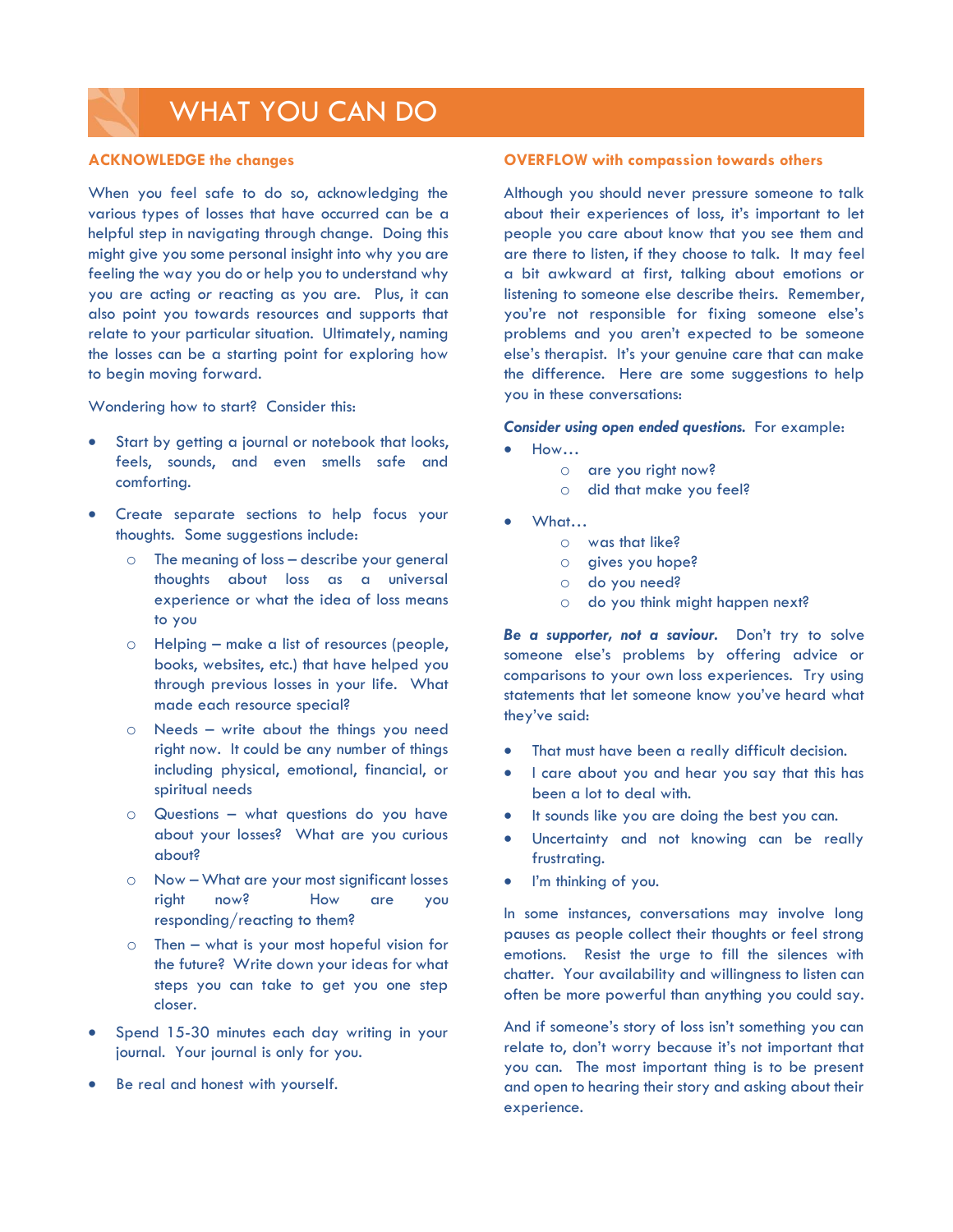# WHAT YOU CAN DO

## ACKNOWLEDGE the changes

When you feel safe to do so, acknowledging the various types of losses that have occurred can be a helpful step in navigating through change. Doing this might give you some personal insight into why you are feeling the way you do or help you to understand why you are acting or reacting as you are. Plus, it can also point you towards resources and supports that relate to your particular situation. Ultimately, naming the losses can be a starting point for exploring how to begin moving forward.

Wondering how to start? Consider this:

- Start by getting a journal or notebook that looks, feels, sounds, and even smells safe and comforting.
- Create separate sections to help focus your thoughts. Some suggestions include:
  - The meaning of loss – describe your general thoughts about loss as a universal experience or what the idea of loss means to you
  - Helping – make a list of resources (people, books, websites, etc.) that have helped you through previous losses in your life. What made each resource special?
  - Needs – write about the things you need right now. It could be any number of things including physical, emotional, financial, or spiritual needs
  - Questions – what questions do you have about your losses? What are you curious about?
  - Now – What are your most significant losses right now? How are you responding/reacting to them?
  - Then – what is your most hopeful vision for the future? Write down your ideas for what steps you can take to get you one step closer.
- Spend 15-30 minutes each day writing in your journal. Your journal is only for you.
- Be real and honest with yourself.

## OVERFLOW with compassion towards others

Although you should never pressure someone to talk about their experiences of loss, it's important to let people you care about know that you see them and are there to listen, if they choose to talk. It may feel a bit awkward at first, talking about emotions or listening to someone else describe theirs. Remember, you're not responsible for fixing someone else's problems and you aren't expected to be someone else's therapist. It's your genuine care that can make the difference. Here are some suggestions to help you in these conversations:

***Consider using open ended questions.*** For example:

- How…
  - are you right now?
  - did that make you feel?
- What…
  - was that like?
  - gives you hope?
  - do you need?
  - do you think might happen next?

***Be a supporter, not a saviour.*** Don't try to solve someone else's problems by offering advice or comparisons to your own loss experiences. Try using statements that let someone know you've heard what they've said:

- That must have been a really difficult decision.
- I care about you and hear you say that this has been a lot to deal with.
- It sounds like you are doing the best you can.
- Uncertainty and not knowing can be really frustrating.
- I'm thinking of you.

In some instances, conversations may involve long pauses as people collect their thoughts or feel strong emotions. Resist the urge to fill the silences with chatter. Your availability and willingness to listen can often be more powerful than anything you could say.

And if someone's story of loss isn't something you can relate to, don't worry because it's not important that you can. The most important thing is to be present and open to hearing their story and asking about their experience.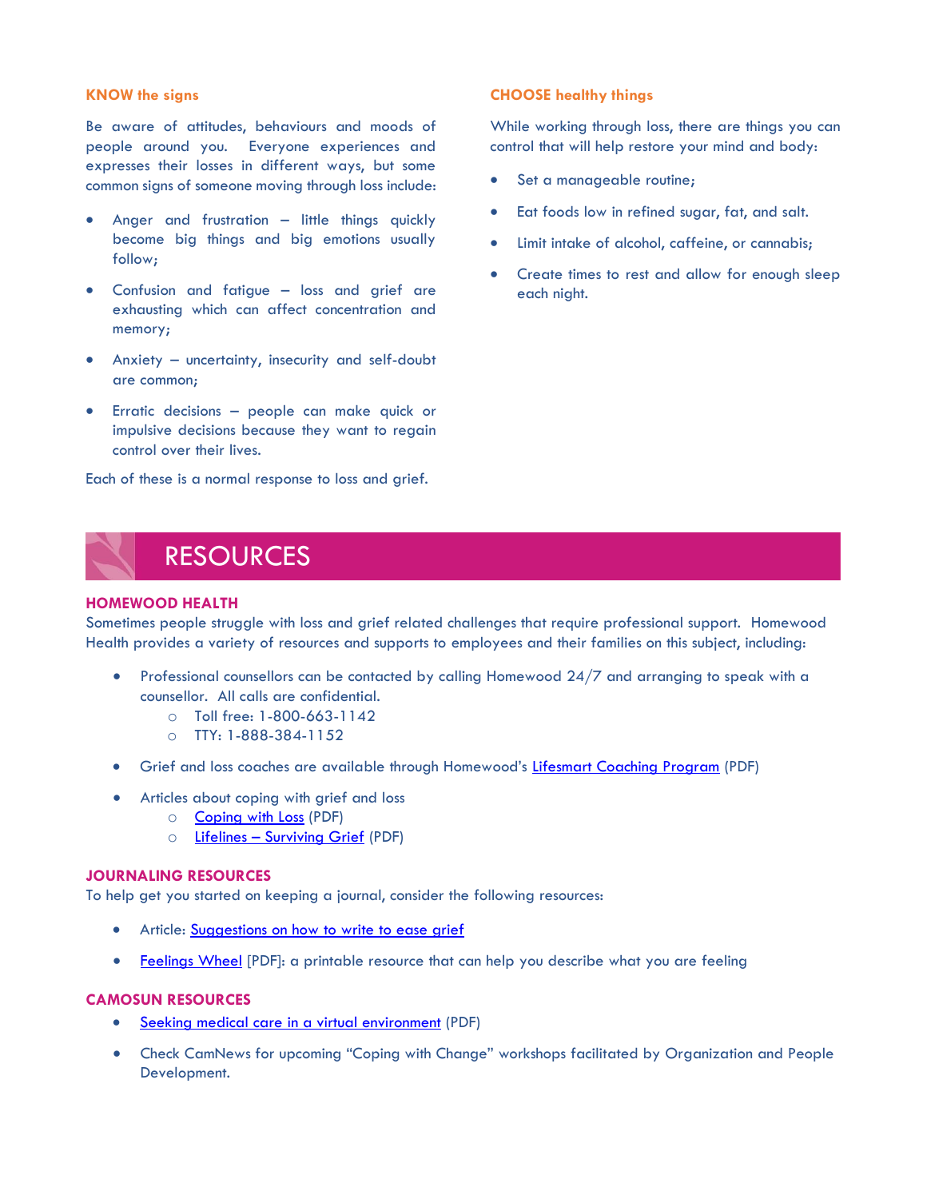### KNOW the signs

Be aware of attitudes, behaviours and moods of people around you. Everyone experiences and expresses their losses in different ways, but some common signs of someone moving through loss include:

- Anger and frustration – little things quickly become big things and big emotions usually follow;
- Confusion and fatigue – loss and grief are exhausting which can affect concentration and memory;
- Anxiety – uncertainty, insecurity and self-doubt are common;
- Erratic decisions – people can make quick or impulsive decisions because they want to regain control over their lives.

Each of these is a normal response to loss and grief.

### CHOOSE healthy things

While working through loss, there are things you can control that will help restore your mind and body:

- Set a manageable routine;
- Eat foods low in refined sugar, fat, and salt.
- Limit intake of alcohol, caffeine, or cannabis;
- Create times to rest and allow for enough sleep each night.

## RESOURCES

### HOMEWOOD HEALTH

Sometimes people struggle with loss and grief related challenges that require professional support. Homewood Health provides a variety of resources and supports to employees and their families on this subject, including:

- Professional counsellors can be contacted by calling Homewood 24/7 and arranging to speak with a counsellor. All calls are confidential.
  - Toll free: 1-800-663-1142
  - TTY: 1-888-384-1152
- Grief and loss coaches are available through Homewood's Lifesmart Coaching Program (PDF)
- Articles about coping with grief and loss
  - Coping with Loss (PDF)
  - Lifelines – Surviving Grief (PDF)

### JOURNALING RESOURCES

To help get you started on keeping a journal, consider the following resources:

- Article: Suggestions on how to write to ease grief
- Feelings Wheel [PDF]: a printable resource that can help you describe what you are feeling

### CAMOSUN RESOURCES

- Seeking medical care in a virtual environment (PDF)
- Check CamNews for upcoming "Coping with Change" workshops facilitated by Organization and People Development.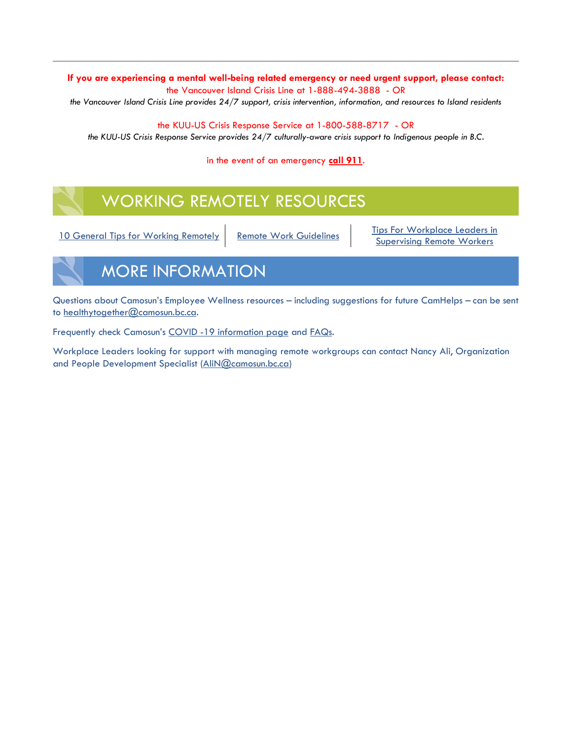**If you are experiencing a mental well-being related emergency or need urgent support, please contact:**

the Vancouver Island Crisis Line at 1-888-494-3888 - OR

*the Vancouver Island Crisis Line provides 24/7 support, crisis intervention, information, and resources to Island residents*

the KUU-US Crisis Response Service at 1-800-588-8717 - OR

*the KUU-US Crisis Response Service provides 24/7 culturally-aware crisis support to Indigenous people in B.C.*

in the event of an emergency **call 911**.

## WORKING REMOTELY RESOURCES

10 General Tips for Working Remotely | Remote Work Guidelines | Tips For Workplace Leaders in Supervising Remote Workers

## MORE INFORMATION

Questions about Camosun's Employee Wellness resources – including suggestions for future CamHelps – can be sent to healthytogether@camosun.bc.ca.

Frequently check Camosun's COVID -19 information page and FAQs.

Workplace Leaders looking for support with managing remote workgroups can contact Nancy Ali, Organization and People Development Specialist (AliN@camosun.bc.ca)